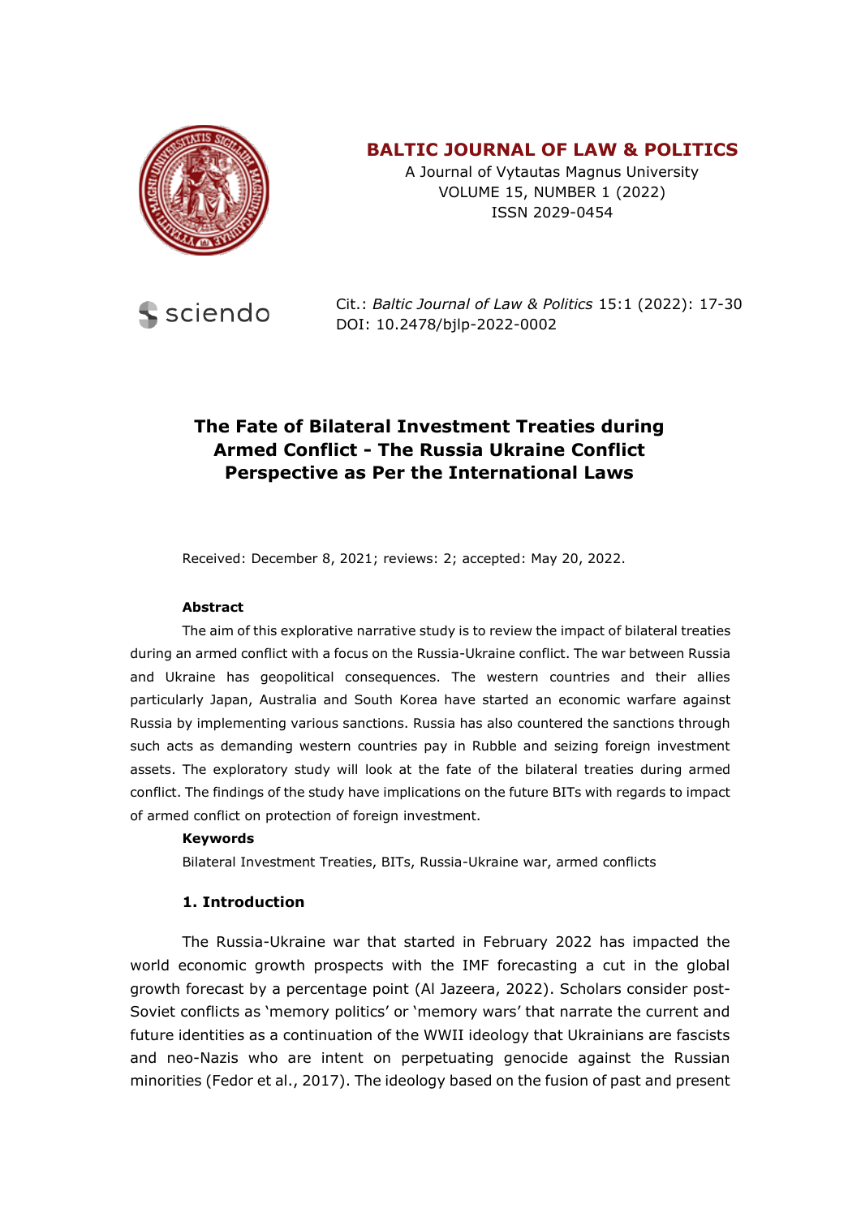# BALTIC JOURNAL OF LAW & POLITICS

A Journal of Vytautas Magnus University
VOLUME 15, NUMBER 1 (2022)
ISSN 2029-0454

Cit.: *Baltic Journal of Law & Politics* 15:1 (2022): 17-30
DOI: 10.2478/bjlp-2022-0002

## The Fate of Bilateral Investment Treaties during Armed Conflict - The Russia Ukraine Conflict Perspective as Per the International Laws

Received: December 8, 2021; reviews: 2; accepted: May 20, 2022.

**Abstract**

The aim of this explorative narrative study is to review the impact of bilateral treaties during an armed conflict with a focus on the Russia-Ukraine conflict. The war between Russia and Ukraine has geopolitical consequences. The western countries and their allies particularly Japan, Australia and South Korea have started an economic warfare against Russia by implementing various sanctions. Russia has also countered the sanctions through such acts as demanding western countries pay in Rubble and seizing foreign investment assets. The exploratory study will look at the fate of the bilateral treaties during armed conflict. The findings of the study have implications on the future BITs with regards to impact of armed conflict on protection of foreign investment.

**Keywords**

Bilateral Investment Treaties, BITs, Russia-Ukraine war, armed conflicts

### 1. Introduction

The Russia-Ukraine war that started in February 2022 has impacted the world economic growth prospects with the IMF forecasting a cut in the global growth forecast by a percentage point (Al Jazeera, 2022). Scholars consider post-Soviet conflicts as 'memory politics' or 'memory wars' that narrate the current and future identities as a continuation of the WWII ideology that Ukrainians are fascists and neo-Nazis who are intent on perpetuating genocide against the Russian minorities (Fedor et al., 2017). The ideology based on the fusion of past and present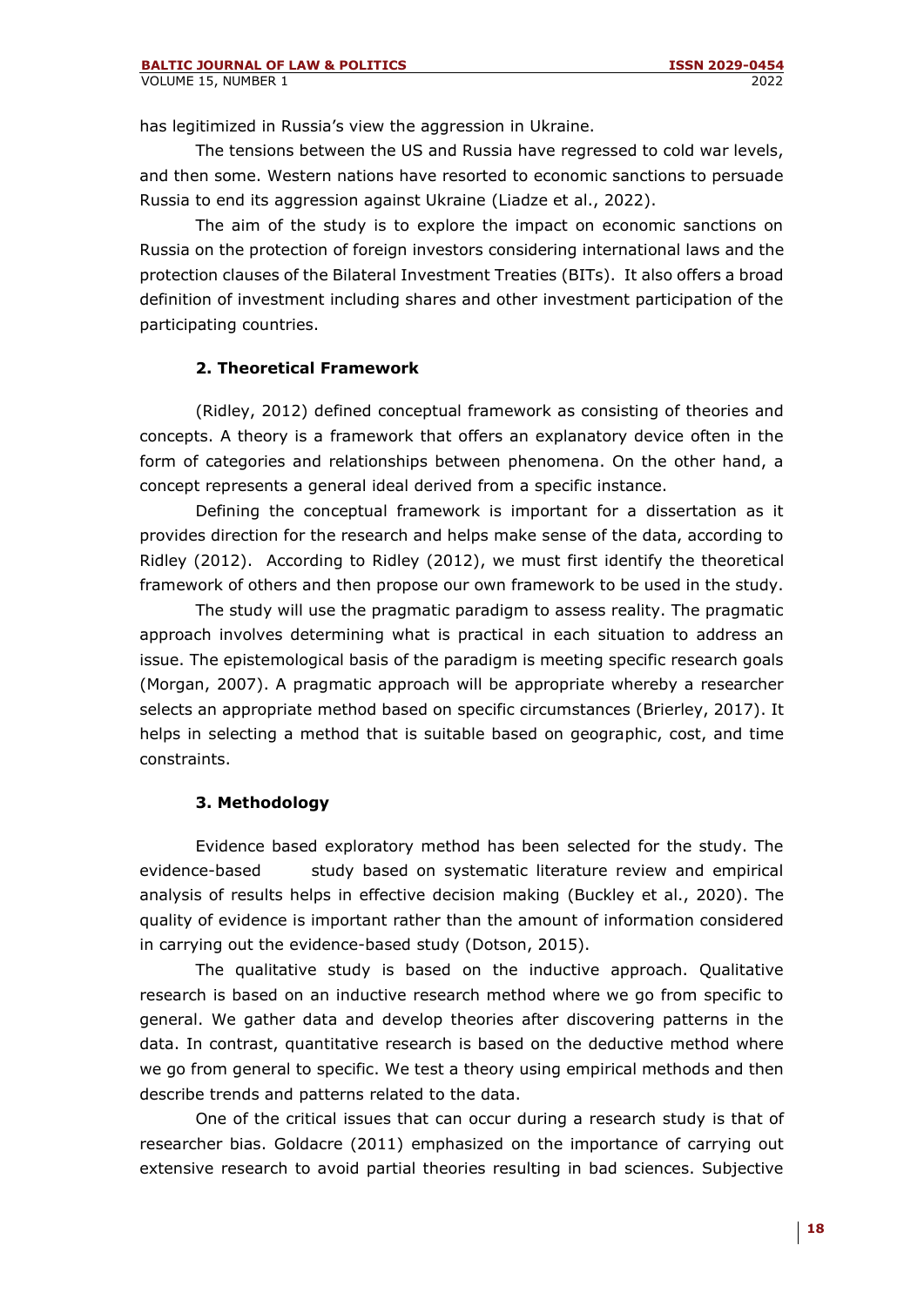has legitimized in Russia's view the aggression in Ukraine.

The tensions between the US and Russia have regressed to cold war levels, and then some. Western nations have resorted to economic sanctions to persuade Russia to end its aggression against Ukraine (Liadze et al., 2022).

The aim of the study is to explore the impact on economic sanctions on Russia on the protection of foreign investors considering international laws and the protection clauses of the Bilateral Investment Treaties (BITs). It also offers a broad definition of investment including shares and other investment participation of the participating countries.

## 2. Theoretical Framework

(Ridley, 2012) defined conceptual framework as consisting of theories and concepts. A theory is a framework that offers an explanatory device often in the form of categories and relationships between phenomena. On the other hand, a concept represents a general ideal derived from a specific instance.

Defining the conceptual framework is important for a dissertation as it provides direction for the research and helps make sense of the data, according to Ridley (2012). According to Ridley (2012), we must first identify the theoretical framework of others and then propose our own framework to be used in the study.

The study will use the pragmatic paradigm to assess reality. The pragmatic approach involves determining what is practical in each situation to address an issue. The epistemological basis of the paradigm is meeting specific research goals (Morgan, 2007). A pragmatic approach will be appropriate whereby a researcher selects an appropriate method based on specific circumstances (Brierley, 2017). It helps in selecting a method that is suitable based on geographic, cost, and time constraints.

## 3. Methodology

Evidence based exploratory method has been selected for the study. The evidence-based study based on systematic literature review and empirical analysis of results helps in effective decision making (Buckley et al., 2020). The quality of evidence is important rather than the amount of information considered in carrying out the evidence-based study (Dotson, 2015).

The qualitative study is based on the inductive approach. Qualitative research is based on an inductive research method where we go from specific to general. We gather data and develop theories after discovering patterns in the data. In contrast, quantitative research is based on the deductive method where we go from general to specific. We test a theory using empirical methods and then describe trends and patterns related to the data.

One of the critical issues that can occur during a research study is that of researcher bias. Goldacre (2011) emphasized on the importance of carrying out extensive research to avoid partial theories resulting in bad sciences. Subjective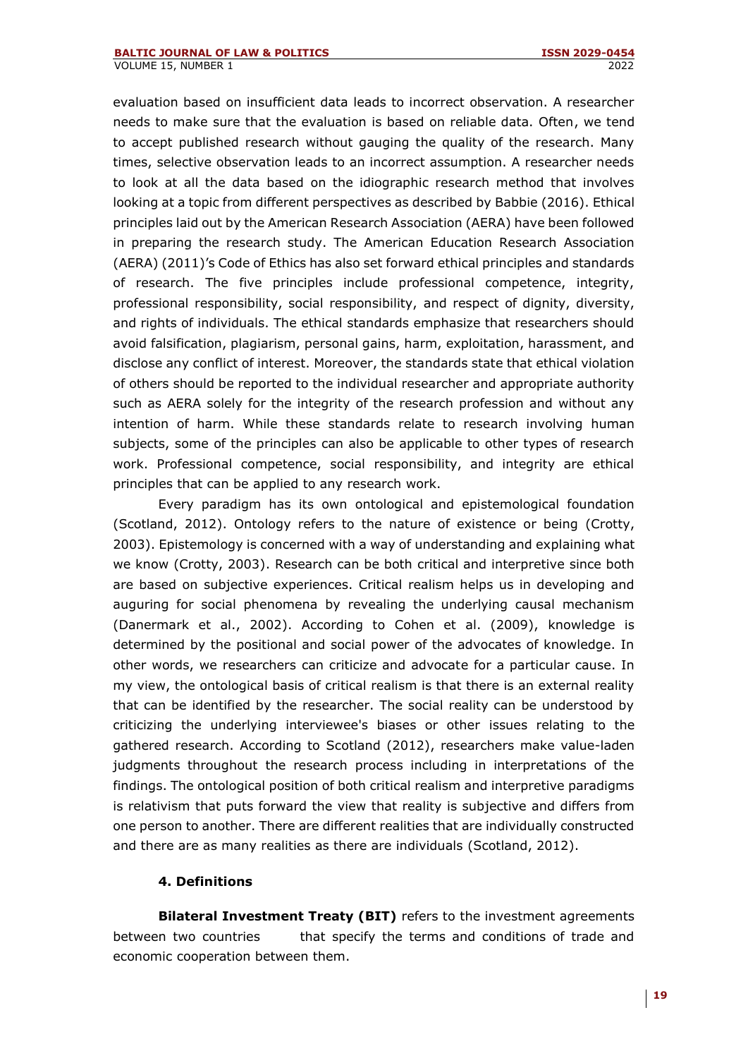evaluation based on insufficient data leads to incorrect observation. A researcher needs to make sure that the evaluation is based on reliable data. Often, we tend to accept published research without gauging the quality of the research. Many times, selective observation leads to an incorrect assumption. A researcher needs to look at all the data based on the idiographic research method that involves looking at a topic from different perspectives as described by Babbie (2016). Ethical principles laid out by the American Research Association (AERA) have been followed in preparing the research study. The American Education Research Association (AERA) (2011)'s Code of Ethics has also set forward ethical principles and standards of research. The five principles include professional competence, integrity, professional responsibility, social responsibility, and respect of dignity, diversity, and rights of individuals. The ethical standards emphasize that researchers should avoid falsification, plagiarism, personal gains, harm, exploitation, harassment, and disclose any conflict of interest. Moreover, the standards state that ethical violation of others should be reported to the individual researcher and appropriate authority such as AERA solely for the integrity of the research profession and without any intention of harm. While these standards relate to research involving human subjects, some of the principles can also be applicable to other types of research work. Professional competence, social responsibility, and integrity are ethical principles that can be applied to any research work.

Every paradigm has its own ontological and epistemological foundation (Scotland, 2012). Ontology refers to the nature of existence or being (Crotty, 2003). Epistemology is concerned with a way of understanding and explaining what we know (Crotty, 2003). Research can be both critical and interpretive since both are based on subjective experiences. Critical realism helps us in developing and auguring for social phenomena by revealing the underlying causal mechanism (Danermark et al., 2002). According to Cohen et al. (2009), knowledge is determined by the positional and social power of the advocates of knowledge. In other words, we researchers can criticize and advocate for a particular cause. In my view, the ontological basis of critical realism is that there is an external reality that can be identified by the researcher. The social reality can be understood by criticizing the underlying interviewee's biases or other issues relating to the gathered research. According to Scotland (2012), researchers make value-laden judgments throughout the research process including in interpretations of the findings. The ontological position of both critical realism and interpretive paradigms is relativism that puts forward the view that reality is subjective and differs from one person to another. There are different realities that are individually constructed and there are as many realities as there are individuals (Scotland, 2012).

## 4. Definitions

**Bilateral Investment Treaty (BIT)** refers to the investment agreements between two countries that specify the terms and conditions of trade and economic cooperation between them.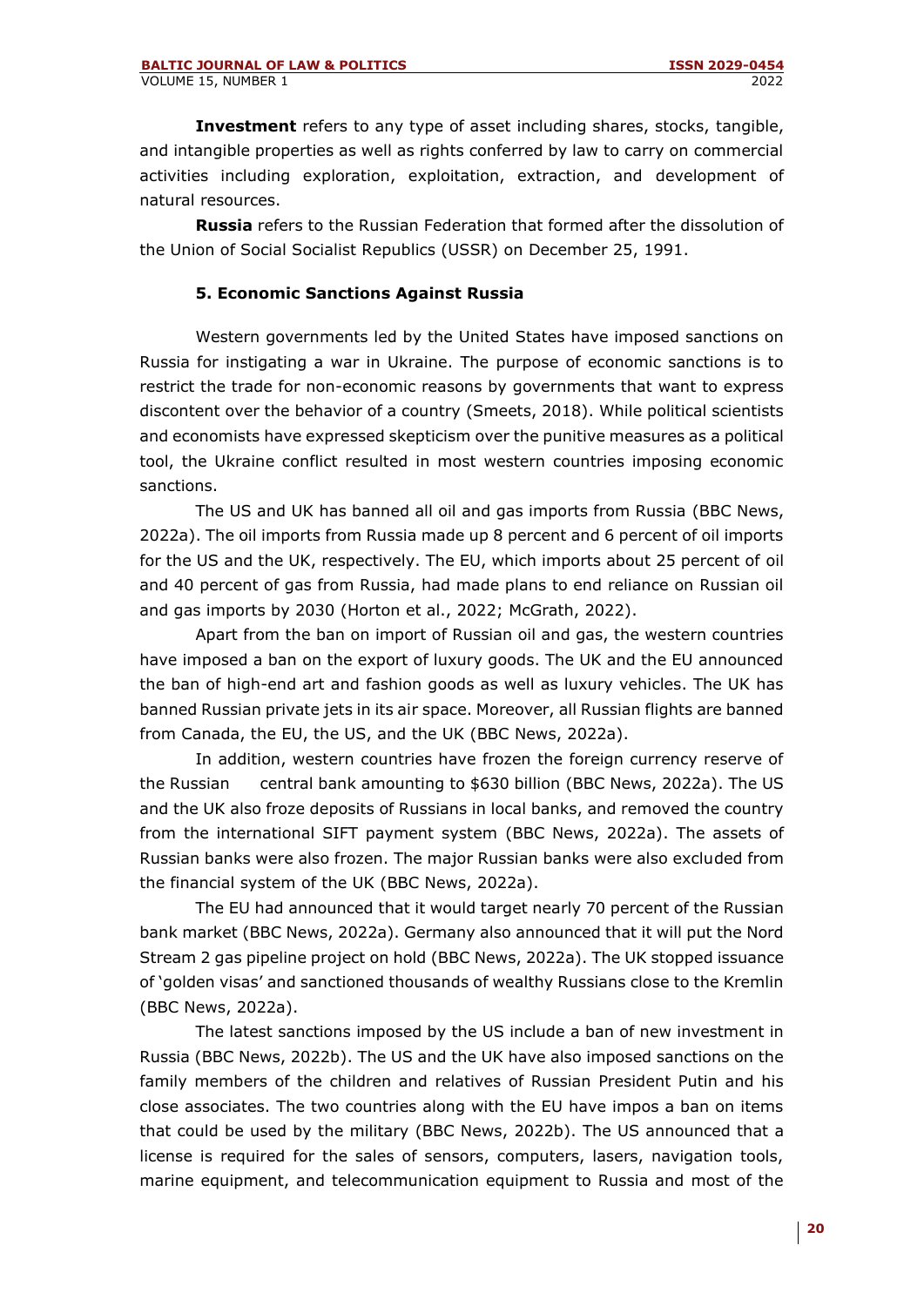**Investment** refers to any type of asset including shares, stocks, tangible, and intangible properties as well as rights conferred by law to carry on commercial activities including exploration, exploitation, extraction, and development of natural resources.

**Russia** refers to the Russian Federation that formed after the dissolution of the Union of Social Socialist Republics (USSR) on December 25, 1991.

### 5. Economic Sanctions Against Russia

Western governments led by the United States have imposed sanctions on Russia for instigating a war in Ukraine. The purpose of economic sanctions is to restrict the trade for non-economic reasons by governments that want to express discontent over the behavior of a country (Smeets, 2018). While political scientists and economists have expressed skepticism over the punitive measures as a political tool, the Ukraine conflict resulted in most western countries imposing economic sanctions.

The US and UK has banned all oil and gas imports from Russia (BBC News, 2022a). The oil imports from Russia made up 8 percent and 6 percent of oil imports for the US and the UK, respectively. The EU, which imports about 25 percent of oil and 40 percent of gas from Russia, had made plans to end reliance on Russian oil and gas imports by 2030 (Horton et al., 2022; McGrath, 2022).

Apart from the ban on import of Russian oil and gas, the western countries have imposed a ban on the export of luxury goods. The UK and the EU announced the ban of high-end art and fashion goods as well as luxury vehicles. The UK has banned Russian private jets in its air space. Moreover, all Russian flights are banned from Canada, the EU, the US, and the UK (BBC News, 2022a).

In addition, western countries have frozen the foreign currency reserve of the Russian central bank amounting to $630 billion (BBC News, 2022a). The US and the UK also froze deposits of Russians in local banks, and removed the country from the international SIFT payment system (BBC News, 2022a). The assets of Russian banks were also frozen. The major Russian banks were also excluded from the financial system of the UK (BBC News, 2022a).

The EU had announced that it would target nearly 70 percent of the Russian bank market (BBC News, 2022a). Germany also announced that it will put the Nord Stream 2 gas pipeline project on hold (BBC News, 2022a). The UK stopped issuance of 'golden visas' and sanctioned thousands of wealthy Russians close to the Kremlin (BBC News, 2022a).

The latest sanctions imposed by the US include a ban of new investment in Russia (BBC News, 2022b). The US and the UK have also imposed sanctions on the family members of the children and relatives of Russian President Putin and his close associates. The two countries along with the EU have impos a ban on items that could be used by the military (BBC News, 2022b). The US announced that a license is required for the sales of sensors, computers, lasers, navigation tools, marine equipment, and telecommunication equipment to Russia and most of the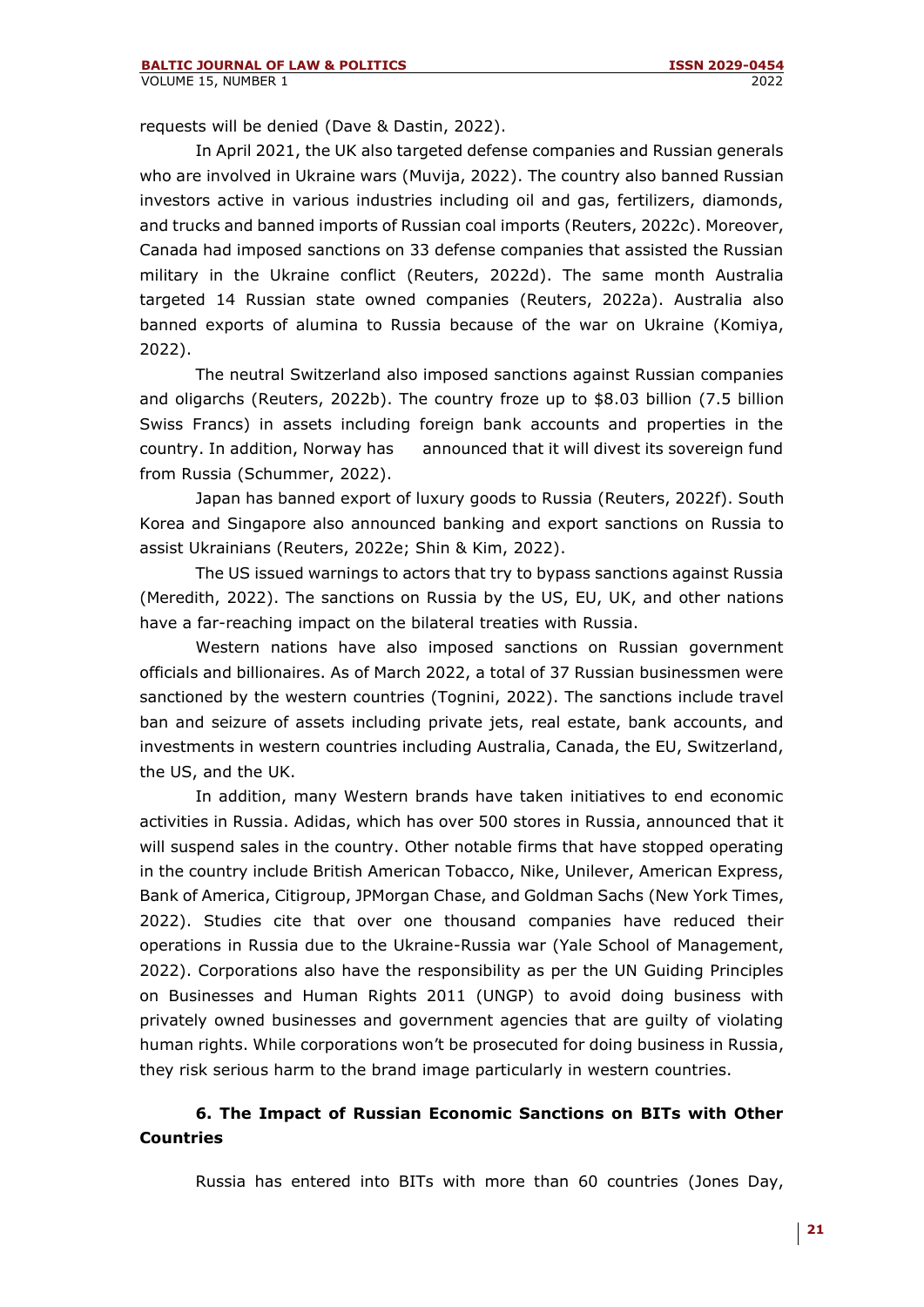requests will be denied (Dave & Dastin, 2022).

In April 2021, the UK also targeted defense companies and Russian generals who are involved in Ukraine wars (Muvija, 2022). The country also banned Russian investors active in various industries including oil and gas, fertilizers, diamonds, and trucks and banned imports of Russian coal imports (Reuters, 2022c). Moreover, Canada had imposed sanctions on 33 defense companies that assisted the Russian military in the Ukraine conflict (Reuters, 2022d). The same month Australia targeted 14 Russian state owned companies (Reuters, 2022a). Australia also banned exports of alumina to Russia because of the war on Ukraine (Komiya, 2022).

The neutral Switzerland also imposed sanctions against Russian companies and oligarchs (Reuters, 2022b). The country froze up to $8.03 billion (7.5 billion Swiss Francs) in assets including foreign bank accounts and properties in the country. In addition, Norway has announced that it will divest its sovereign fund from Russia (Schummer, 2022).

Japan has banned export of luxury goods to Russia (Reuters, 2022f). South Korea and Singapore also announced banking and export sanctions on Russia to assist Ukrainians (Reuters, 2022e; Shin & Kim, 2022).

The US issued warnings to actors that try to bypass sanctions against Russia (Meredith, 2022). The sanctions on Russia by the US, EU, UK, and other nations have a far-reaching impact on the bilateral treaties with Russia.

Western nations have also imposed sanctions on Russian government officials and billionaires. As of March 2022, a total of 37 Russian businessmen were sanctioned by the western countries (Tognini, 2022). The sanctions include travel ban and seizure of assets including private jets, real estate, bank accounts, and investments in western countries including Australia, Canada, the EU, Switzerland, the US, and the UK.

In addition, many Western brands have taken initiatives to end economic activities in Russia. Adidas, which has over 500 stores in Russia, announced that it will suspend sales in the country. Other notable firms that have stopped operating in the country include British American Tobacco, Nike, Unilever, American Express, Bank of America, Citigroup, JPMorgan Chase, and Goldman Sachs (New York Times, 2022). Studies cite that over one thousand companies have reduced their operations in Russia due to the Ukraine-Russia war (Yale School of Management, 2022). Corporations also have the responsibility as per the UN Guiding Principles on Businesses and Human Rights 2011 (UNGP) to avoid doing business with privately owned businesses and government agencies that are guilty of violating human rights. While corporations won't be prosecuted for doing business in Russia, they risk serious harm to the brand image particularly in western countries.

## 6. The Impact of Russian Economic Sanctions on BITs with Other Countries

Russia has entered into BITs with more than 60 countries (Jones Day,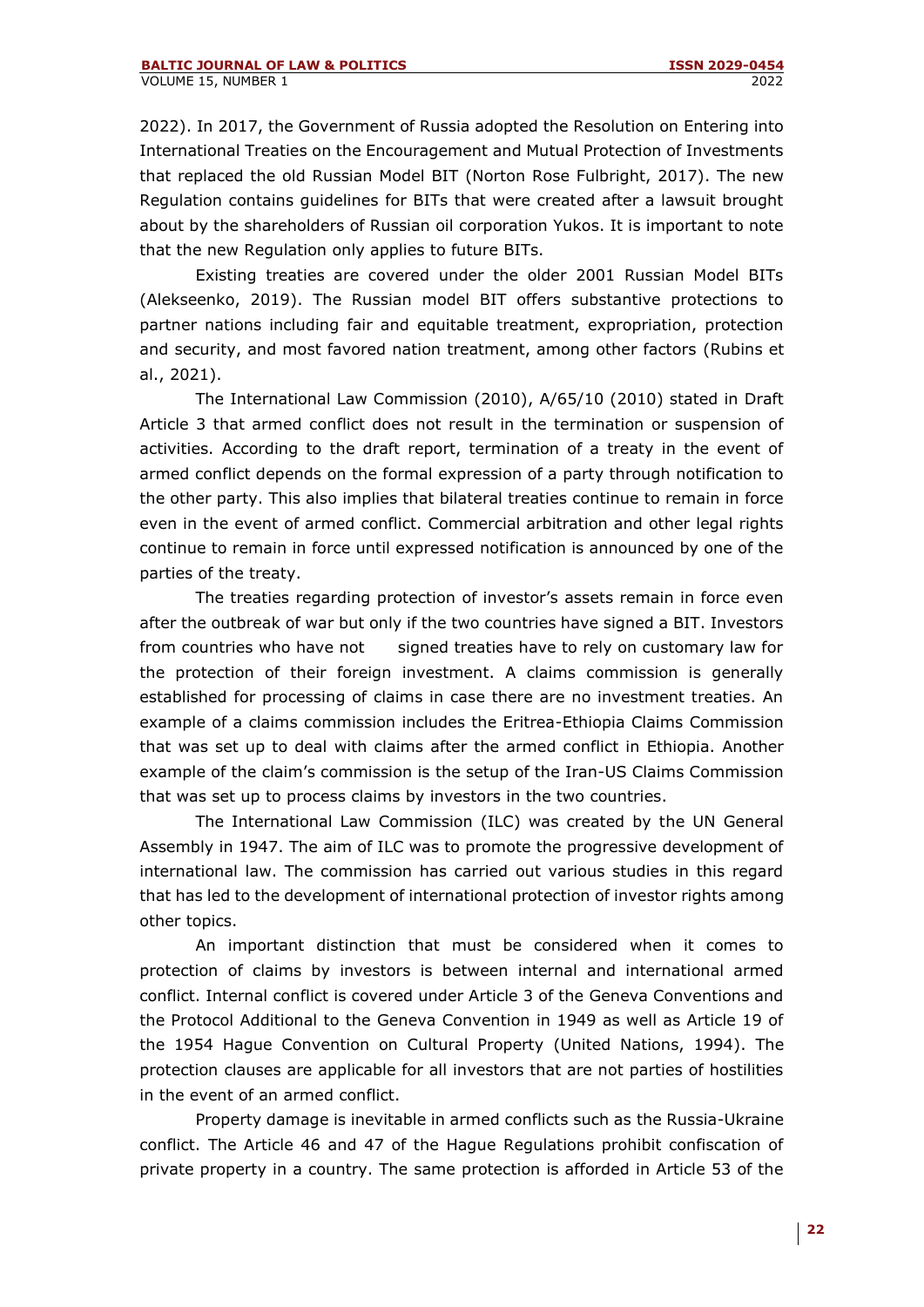2022). In 2017, the Government of Russia adopted the Resolution on Entering into International Treaties on the Encouragement and Mutual Protection of Investments that replaced the old Russian Model BIT (Norton Rose Fulbright, 2017). The new Regulation contains guidelines for BITs that were created after a lawsuit brought about by the shareholders of Russian oil corporation Yukos. It is important to note that the new Regulation only applies to future BITs.

Existing treaties are covered under the older 2001 Russian Model BITs (Alekseenko, 2019). The Russian model BIT offers substantive protections to partner nations including fair and equitable treatment, expropriation, protection and security, and most favored nation treatment, among other factors (Rubins et al., 2021).

The International Law Commission (2010), A/65/10 (2010) stated in Draft Article 3 that armed conflict does not result in the termination or suspension of activities. According to the draft report, termination of a treaty in the event of armed conflict depends on the formal expression of a party through notification to the other party. This also implies that bilateral treaties continue to remain in force even in the event of armed conflict. Commercial arbitration and other legal rights continue to remain in force until expressed notification is announced by one of the parties of the treaty.

The treaties regarding protection of investor's assets remain in force even after the outbreak of war but only if the two countries have signed a BIT. Investors from countries who have not signed treaties have to rely on customary law for the protection of their foreign investment. A claims commission is generally established for processing of claims in case there are no investment treaties. An example of a claims commission includes the Eritrea-Ethiopia Claims Commission that was set up to deal with claims after the armed conflict in Ethiopia. Another example of the claim's commission is the setup of the Iran-US Claims Commission that was set up to process claims by investors in the two countries.

The International Law Commission (ILC) was created by the UN General Assembly in 1947. The aim of ILC was to promote the progressive development of international law. The commission has carried out various studies in this regard that has led to the development of international protection of investor rights among other topics.

An important distinction that must be considered when it comes to protection of claims by investors is between internal and international armed conflict. Internal conflict is covered under Article 3 of the Geneva Conventions and the Protocol Additional to the Geneva Convention in 1949 as well as Article 19 of the 1954 Hague Convention on Cultural Property (United Nations, 1994). The protection clauses are applicable for all investors that are not parties of hostilities in the event of an armed conflict.

Property damage is inevitable in armed conflicts such as the Russia-Ukraine conflict. The Article 46 and 47 of the Hague Regulations prohibit confiscation of private property in a country. The same protection is afforded in Article 53 of the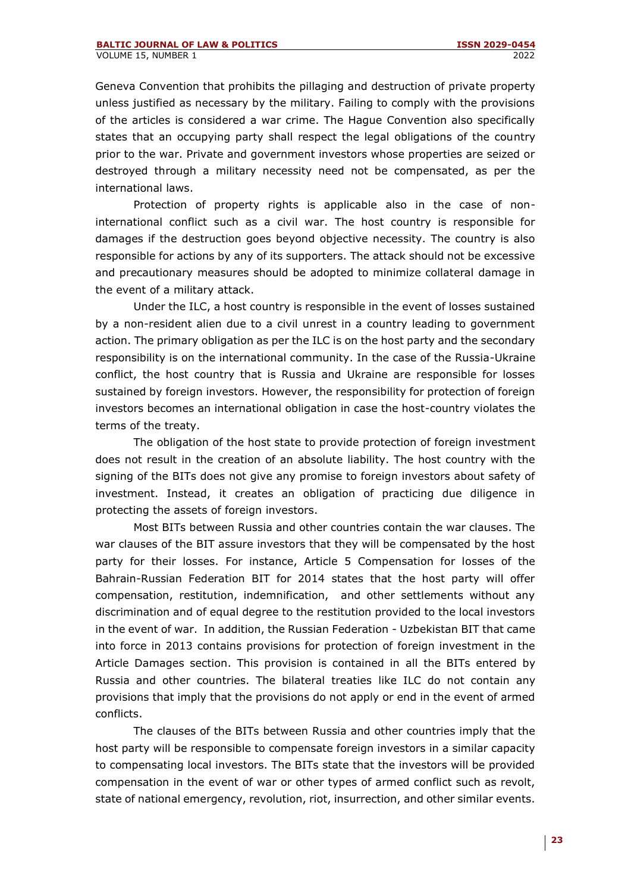Geneva Convention that prohibits the pillaging and destruction of private property unless justified as necessary by the military. Failing to comply with the provisions of the articles is considered a war crime. The Hague Convention also specifically states that an occupying party shall respect the legal obligations of the country prior to the war. Private and government investors whose properties are seized or destroyed through a military necessity need not be compensated, as per the international laws.

Protection of property rights is applicable also in the case of non-international conflict such as a civil war. The host country is responsible for damages if the destruction goes beyond objective necessity. The country is also responsible for actions by any of its supporters. The attack should not be excessive and precautionary measures should be adopted to minimize collateral damage in the event of a military attack.

Under the ILC, a host country is responsible in the event of losses sustained by a non-resident alien due to a civil unrest in a country leading to government action. The primary obligation as per the ILC is on the host party and the secondary responsibility is on the international community. In the case of the Russia-Ukraine conflict, the host country that is Russia and Ukraine are responsible for losses sustained by foreign investors. However, the responsibility for protection of foreign investors becomes an international obligation in case the host-country violates the terms of the treaty.

The obligation of the host state to provide protection of foreign investment does not result in the creation of an absolute liability. The host country with the signing of the BITs does not give any promise to foreign investors about safety of investment. Instead, it creates an obligation of practicing due diligence in protecting the assets of foreign investors.

Most BITs between Russia and other countries contain the war clauses. The war clauses of the BIT assure investors that they will be compensated by the host party for their losses. For instance, Article 5 Compensation for losses of the Bahrain-Russian Federation BIT for 2014 states that the host party will offer compensation, restitution, indemnification, and other settlements without any discrimination and of equal degree to the restitution provided to the local investors in the event of war. In addition, the Russian Federation - Uzbekistan BIT that came into force in 2013 contains provisions for protection of foreign investment in the Article Damages section. This provision is contained in all the BITs entered by Russia and other countries. The bilateral treaties like ILC do not contain any provisions that imply that the provisions do not apply or end in the event of armed conflicts.

The clauses of the BITs between Russia and other countries imply that the host party will be responsible to compensate foreign investors in a similar capacity to compensating local investors. The BITs state that the investors will be provided compensation in the event of war or other types of armed conflict such as revolt, state of national emergency, revolution, riot, insurrection, and other similar events.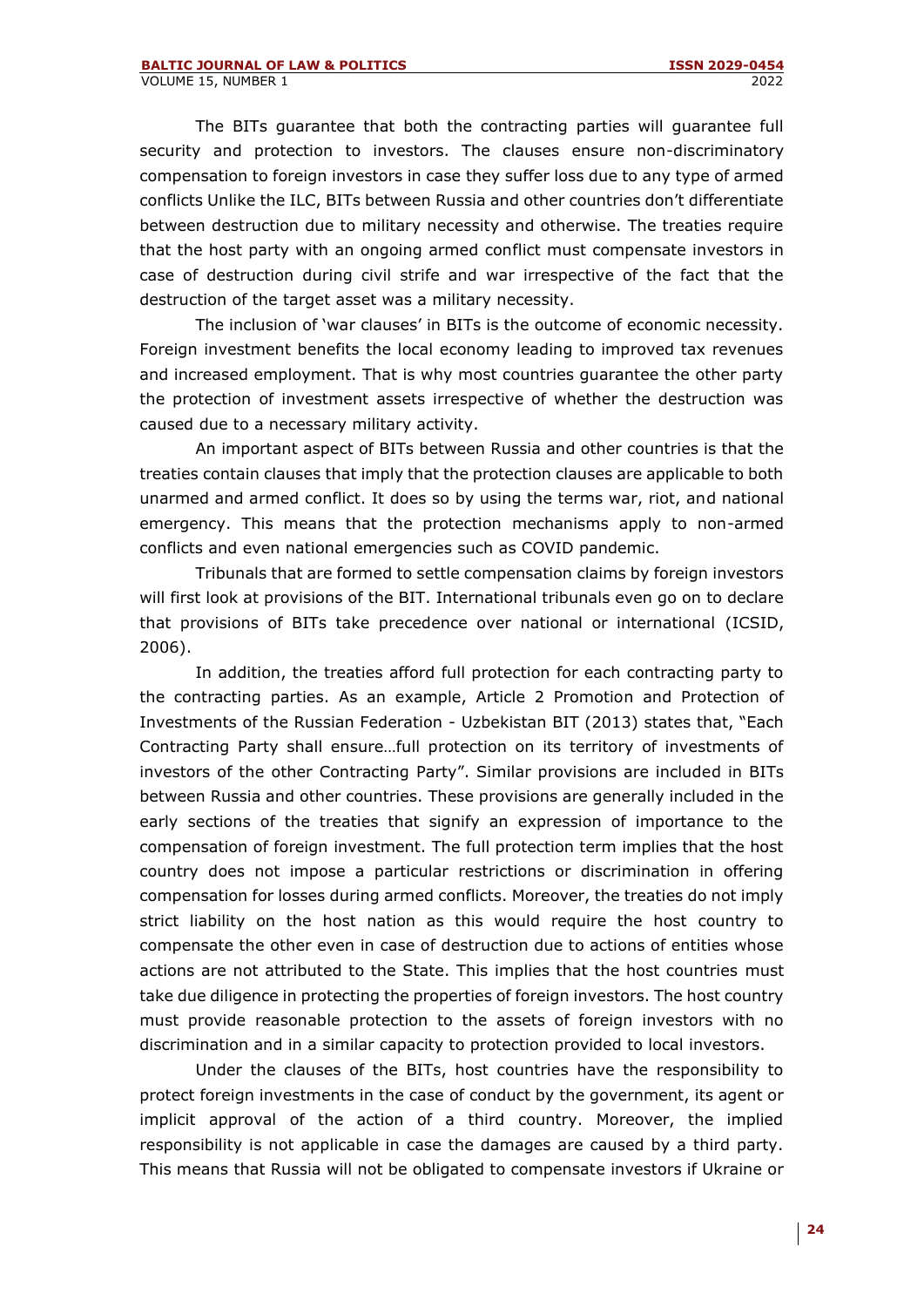The BITs guarantee that both the contracting parties will guarantee full security and protection to investors. The clauses ensure non-discriminatory compensation to foreign investors in case they suffer loss due to any type of armed conflicts Unlike the ILC, BITs between Russia and other countries don't differentiate between destruction due to military necessity and otherwise. The treaties require that the host party with an ongoing armed conflict must compensate investors in case of destruction during civil strife and war irrespective of the fact that the destruction of the target asset was a military necessity.

The inclusion of 'war clauses' in BITs is the outcome of economic necessity. Foreign investment benefits the local economy leading to improved tax revenues and increased employment. That is why most countries guarantee the other party the protection of investment assets irrespective of whether the destruction was caused due to a necessary military activity.

An important aspect of BITs between Russia and other countries is that the treaties contain clauses that imply that the protection clauses are applicable to both unarmed and armed conflict. It does so by using the terms war, riot, and national emergency. This means that the protection mechanisms apply to non-armed conflicts and even national emergencies such as COVID pandemic.

Tribunals that are formed to settle compensation claims by foreign investors will first look at provisions of the BIT. International tribunals even go on to declare that provisions of BITs take precedence over national or international (ICSID, 2006).

In addition, the treaties afford full protection for each contracting party to the contracting parties. As an example, Article 2 Promotion and Protection of Investments of the Russian Federation - Uzbekistan BIT (2013) states that, "Each Contracting Party shall ensure…full protection on its territory of investments of investors of the other Contracting Party". Similar provisions are included in BITs between Russia and other countries. These provisions are generally included in the early sections of the treaties that signify an expression of importance to the compensation of foreign investment. The full protection term implies that the host country does not impose a particular restrictions or discrimination in offering compensation for losses during armed conflicts. Moreover, the treaties do not imply strict liability on the host nation as this would require the host country to compensate the other even in case of destruction due to actions of entities whose actions are not attributed to the State. This implies that the host countries must take due diligence in protecting the properties of foreign investors. The host country must provide reasonable protection to the assets of foreign investors with no discrimination and in a similar capacity to protection provided to local investors.

Under the clauses of the BITs, host countries have the responsibility to protect foreign investments in the case of conduct by the government, its agent or implicit approval of the action of a third country. Moreover, the implied responsibility is not applicable in case the damages are caused by a third party. This means that Russia will not be obligated to compensate investors if Ukraine or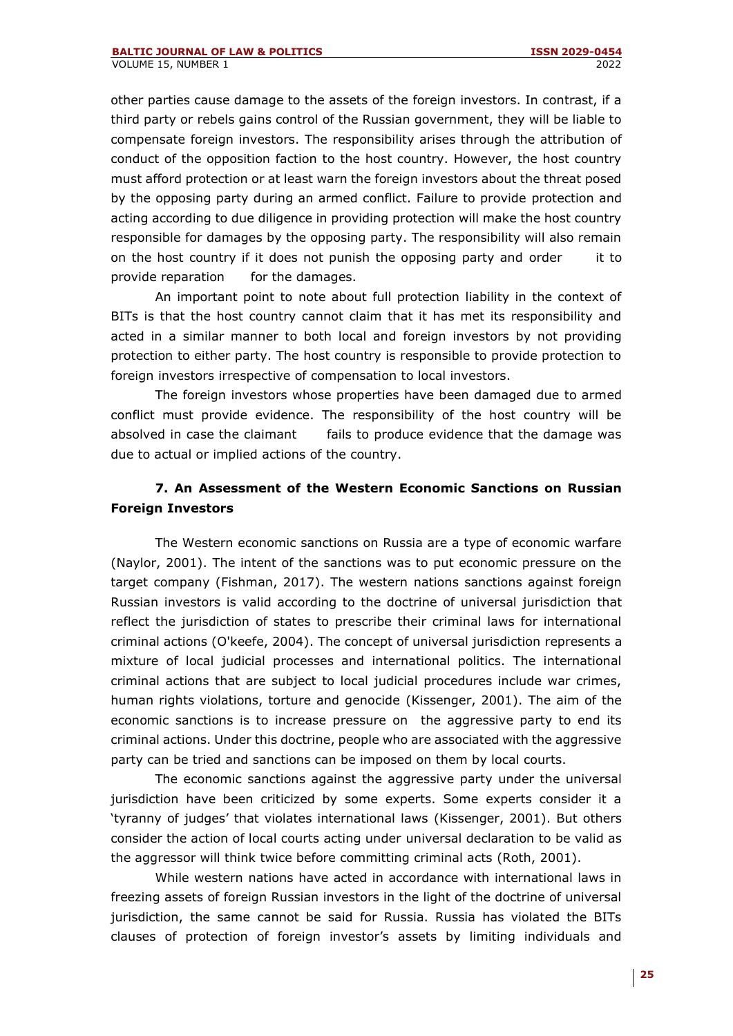other parties cause damage to the assets of the foreign investors. In contrast, if a third party or rebels gains control of the Russian government, they will be liable to compensate foreign investors. The responsibility arises through the attribution of conduct of the opposition faction to the host country. However, the host country must afford protection or at least warn the foreign investors about the threat posed by the opposing party during an armed conflict. Failure to provide protection and acting according to due diligence in providing protection will make the host country responsible for damages by the opposing party. The responsibility will also remain on the host country if it does not punish the opposing party and order it to provide reparation for the damages.

An important point to note about full protection liability in the context of BITs is that the host country cannot claim that it has met its responsibility and acted in a similar manner to both local and foreign investors by not providing protection to either party. The host country is responsible to provide protection to foreign investors irrespective of compensation to local investors.

The foreign investors whose properties have been damaged due to armed conflict must provide evidence. The responsibility of the host country will be absolved in case the claimant fails to produce evidence that the damage was due to actual or implied actions of the country.

## 7. An Assessment of the Western Economic Sanctions on Russian Foreign Investors

The Western economic sanctions on Russia are a type of economic warfare (Naylor, 2001). The intent of the sanctions was to put economic pressure on the target company (Fishman, 2017). The western nations sanctions against foreign Russian investors is valid according to the doctrine of universal jurisdiction that reflect the jurisdiction of states to prescribe their criminal laws for international criminal actions (O'keefe, 2004). The concept of universal jurisdiction represents a mixture of local judicial processes and international politics. The international criminal actions that are subject to local judicial procedures include war crimes, human rights violations, torture and genocide (Kissenger, 2001). The aim of the economic sanctions is to increase pressure on the aggressive party to end its criminal actions. Under this doctrine, people who are associated with the aggressive party can be tried and sanctions can be imposed on them by local courts.

The economic sanctions against the aggressive party under the universal jurisdiction have been criticized by some experts. Some experts consider it a 'tyranny of judges' that violates international laws (Kissenger, 2001). But others consider the action of local courts acting under universal declaration to be valid as the aggressor will think twice before committing criminal acts (Roth, 2001).

While western nations have acted in accordance with international laws in freezing assets of foreign Russian investors in the light of the doctrine of universal jurisdiction, the same cannot be said for Russia. Russia has violated the BITs clauses of protection of foreign investor's assets by limiting individuals and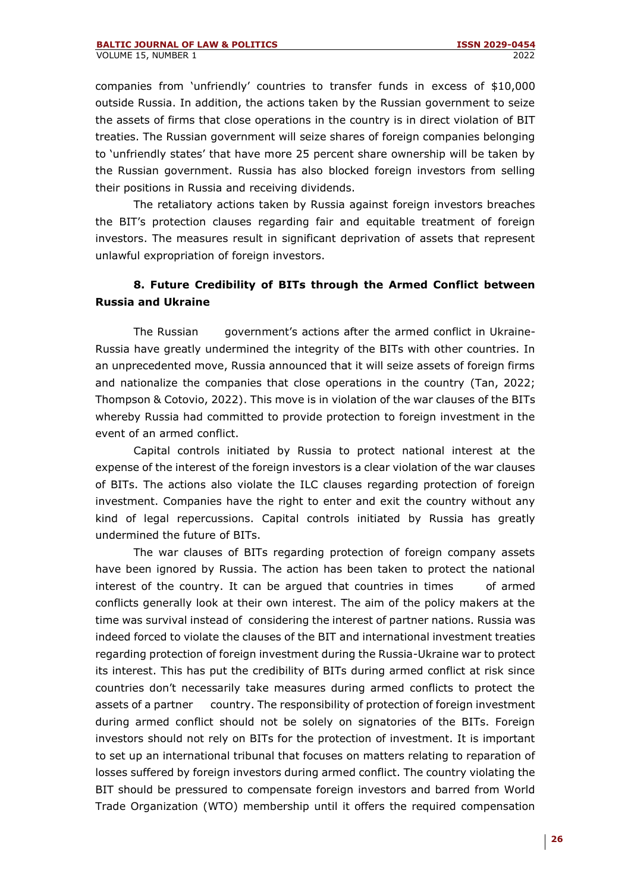companies from 'unfriendly' countries to transfer funds in excess of $10,000 outside Russia. In addition, the actions taken by the Russian government to seize the assets of firms that close operations in the country is in direct violation of BIT treaties. The Russian government will seize shares of foreign companies belonging to 'unfriendly states' that have more 25 percent share ownership will be taken by the Russian government. Russia has also blocked foreign investors from selling their positions in Russia and receiving dividends.

The retaliatory actions taken by Russia against foreign investors breaches the BIT's protection clauses regarding fair and equitable treatment of foreign investors. The measures result in significant deprivation of assets that represent unlawful expropriation of foreign investors.

## 8. Future Credibility of BITs through the Armed Conflict between Russia and Ukraine

The Russian government's actions after the armed conflict in Ukraine-Russia have greatly undermined the integrity of the BITs with other countries. In an unprecedented move, Russia announced that it will seize assets of foreign firms and nationalize the companies that close operations in the country (Tan, 2022; Thompson & Cotovio, 2022). This move is in violation of the war clauses of the BITs whereby Russia had committed to provide protection to foreign investment in the event of an armed conflict.

Capital controls initiated by Russia to protect national interest at the expense of the interest of the foreign investors is a clear violation of the war clauses of BITs. The actions also violate the ILC clauses regarding protection of foreign investment. Companies have the right to enter and exit the country without any kind of legal repercussions. Capital controls initiated by Russia has greatly undermined the future of BITs.

The war clauses of BITs regarding protection of foreign company assets have been ignored by Russia. The action has been taken to protect the national interest of the country. It can be argued that countries in times of armed conflicts generally look at their own interest. The aim of the policy makers at the time was survival instead of considering the interest of partner nations. Russia was indeed forced to violate the clauses of the BIT and international investment treaties regarding protection of foreign investment during the Russia-Ukraine war to protect its interest. This has put the credibility of BITs during armed conflict at risk since countries don't necessarily take measures during armed conflicts to protect the assets of a partner country. The responsibility of protection of foreign investment during armed conflict should not be solely on signatories of the BITs. Foreign investors should not rely on BITs for the protection of investment. It is important to set up an international tribunal that focuses on matters relating to reparation of losses suffered by foreign investors during armed conflict. The country violating the BIT should be pressured to compensate foreign investors and barred from World Trade Organization (WTO) membership until it offers the required compensation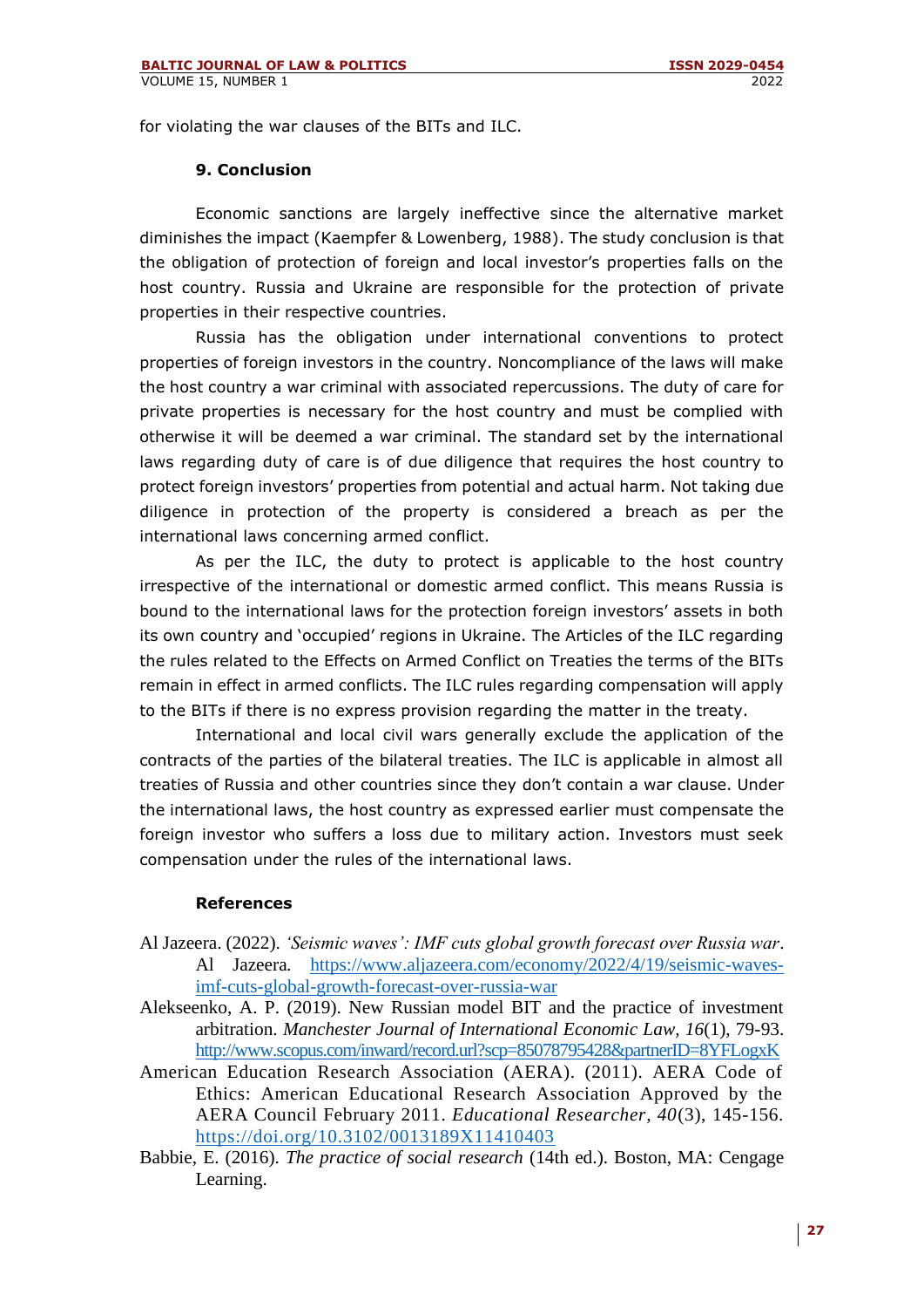for violating the war clauses of the BITs and ILC.

## 9. Conclusion

Economic sanctions are largely ineffective since the alternative market diminishes the impact (Kaempfer & Lowenberg, 1988). The study conclusion is that the obligation of protection of foreign and local investor's properties falls on the host country. Russia and Ukraine are responsible for the protection of private properties in their respective countries.

Russia has the obligation under international conventions to protect properties of foreign investors in the country. Noncompliance of the laws will make the host country a war criminal with associated repercussions. The duty of care for private properties is necessary for the host country and must be complied with otherwise it will be deemed a war criminal. The standard set by the international laws regarding duty of care is of due diligence that requires the host country to protect foreign investors' properties from potential and actual harm. Not taking due diligence in protection of the property is considered a breach as per the international laws concerning armed conflict.

As per the ILC, the duty to protect is applicable to the host country irrespective of the international or domestic armed conflict. This means Russia is bound to the international laws for the protection foreign investors' assets in both its own country and 'occupied' regions in Ukraine. The Articles of the ILC regarding the rules related to the Effects on Armed Conflict on Treaties the terms of the BITs remain in effect in armed conflicts. The ILC rules regarding compensation will apply to the BITs if there is no express provision regarding the matter in the treaty.

International and local civil wars generally exclude the application of the contracts of the parties of the bilateral treaties. The ILC is applicable in almost all treaties of Russia and other countries since they don't contain a war clause. Under the international laws, the host country as expressed earlier must compensate the foreign investor who suffers a loss due to military action. Investors must seek compensation under the rules of the international laws.

## References

Al Jazeera. (2022). *'Seismic waves': IMF cuts global growth forecast over Russia war*. Al Jazeera. https://www.aljazeera.com/economy/2022/4/19/seismic-waves-imf-cuts-global-growth-forecast-over-russia-war

Alekseenko, A. P. (2019). New Russian model BIT and the practice of investment arbitration. *Manchester Journal of International Economic Law, 16*(1), 79-93. http://www.scopus.com/inward/record.url?scp=85078795428&partnerID=8YFLogxK

American Education Research Association (AERA). (2011). AERA Code of Ethics: American Educational Research Association Approved by the AERA Council February 2011. *Educational Researcher, 40*(3), 145-156. https://doi.org/10.3102/0013189X11410403

Babbie, E. (2016). *The practice of social research* (14th ed.). Boston, MA: Cengage Learning.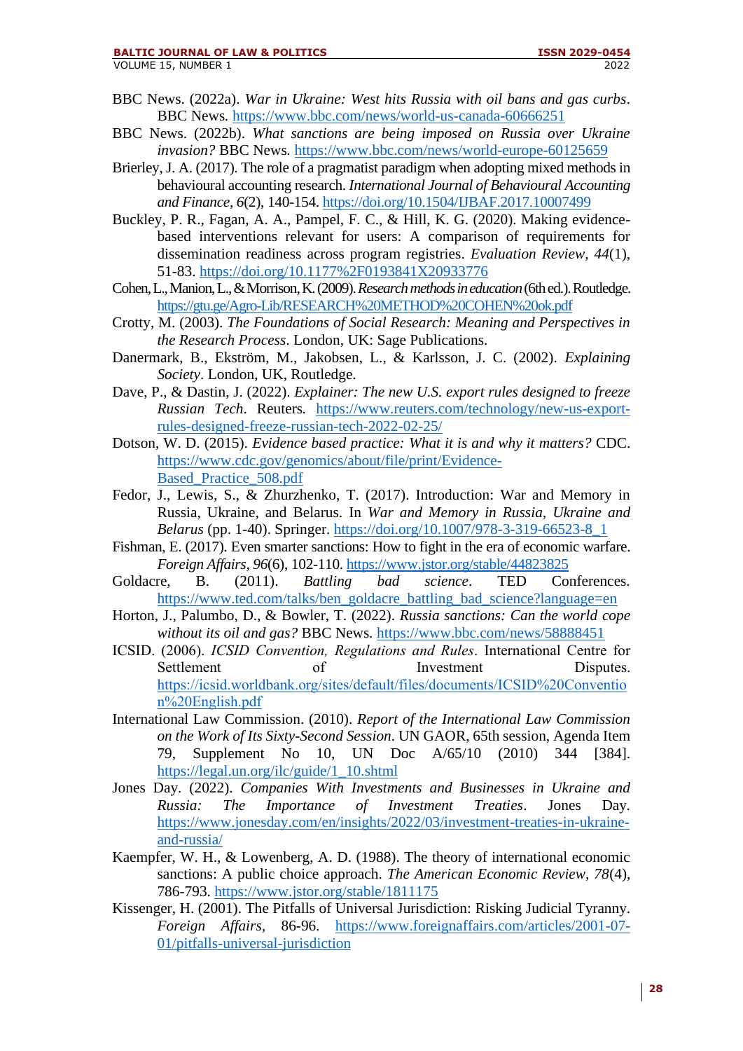BBC News. (2022a). *War in Ukraine: West hits Russia with oil bans and gas curbs*. BBC News. https://www.bbc.com/news/world-us-canada-60666251

BBC News. (2022b). *What sanctions are being imposed on Russia over Ukraine invasion?* BBC News. https://www.bbc.com/news/world-europe-60125659

Brierley, J. A. (2017). The role of a pragmatist paradigm when adopting mixed methods in behavioural accounting research. *International Journal of Behavioural Accounting and Finance*, *6*(2), 140-154. https://doi.org/10.1504/IJBAF.2017.10007499

Buckley, P. R., Fagan, A. A., Pampel, F. C., & Hill, K. G. (2020). Making evidence-based interventions relevant for users: A comparison of requirements for dissemination readiness across program registries. *Evaluation Review*, *44*(1), 51-83. https://doi.org/10.1177%2F0193841X20933776

Cohen, L., Manion, L., & Morrison, K. (2009). *Research methods in education* (6th ed.). Routledge. https://gtu.ge/Agro-Lib/RESEARCH%20METHOD%20COHEN%20ok.pdf

Crotty, M. (2003). *The Foundations of Social Research: Meaning and Perspectives in the Research Process*. London, UK: Sage Publications.

Danermark, B., Ekström, M., Jakobsen, L., & Karlsson, J. C. (2002). *Explaining Society*. London, UK, Routledge.

Dave, P., & Dastin, J. (2022). *Explainer: The new U.S. export rules designed to freeze Russian Tech*. Reuters. https://www.reuters.com/technology/new-us-export-rules-designed-freeze-russian-tech-2022-02-25/

Dotson, W. D. (2015). *Evidence based practice: What it is and why it matters?* CDC. https://www.cdc.gov/genomics/about/file/print/Evidence-Based_Practice_508.pdf

Fedor, J., Lewis, S., & Zhurzhenko, T. (2017). Introduction: War and Memory in Russia, Ukraine, and Belarus. In *War and Memory in Russia, Ukraine and Belarus* (pp. 1-40). Springer. https://doi.org/10.1007/978-3-319-66523-8_1

Fishman, E. (2017). Even smarter sanctions: How to fight in the era of economic warfare. *Foreign Affairs*, *96*(6), 102-110. https://www.jstor.org/stable/44823825

Goldacre, B. (2011). *Battling bad science*. TED Conferences. https://www.ted.com/talks/ben_goldacre_battling_bad_science?language=en

Horton, J., Palumbo, D., & Bowler, T. (2022). *Russia sanctions: Can the world cope without its oil and gas?* BBC News. https://www.bbc.com/news/58888451

ICSID. (2006). *ICSID Convention, Regulations and Rules*. International Centre for Settlement of Investment Disputes. https://icsid.worldbank.org/sites/default/files/documents/ICSID%20Convention%20English.pdf

International Law Commission. (2010). *Report of the International Law Commission on the Work of Its Sixty-Second Session*. UN GAOR, 65th session, Agenda Item 79, Supplement No 10, UN Doc A/65/10 (2010) 344 [384]. https://legal.un.org/ilc/guide/1_10.shtml

Jones Day. (2022). *Companies With Investments and Businesses in Ukraine and Russia: The Importance of Investment Treaties*. Jones Day. https://www.jonesday.com/en/insights/2022/03/investment-treaties-in-ukraine-and-russia/

Kaempfer, W. H., & Lowenberg, A. D. (1988). The theory of international economic sanctions: A public choice approach. *The American Economic Review*, *78*(4), 786-793. https://www.jstor.org/stable/1811175

Kissenger, H. (2001). The Pitfalls of Universal Jurisdiction: Risking Judicial Tyranny. *Foreign Affairs*, 86-96. https://www.foreignaffairs.com/articles/2001-07-01/pitfalls-universal-jurisdiction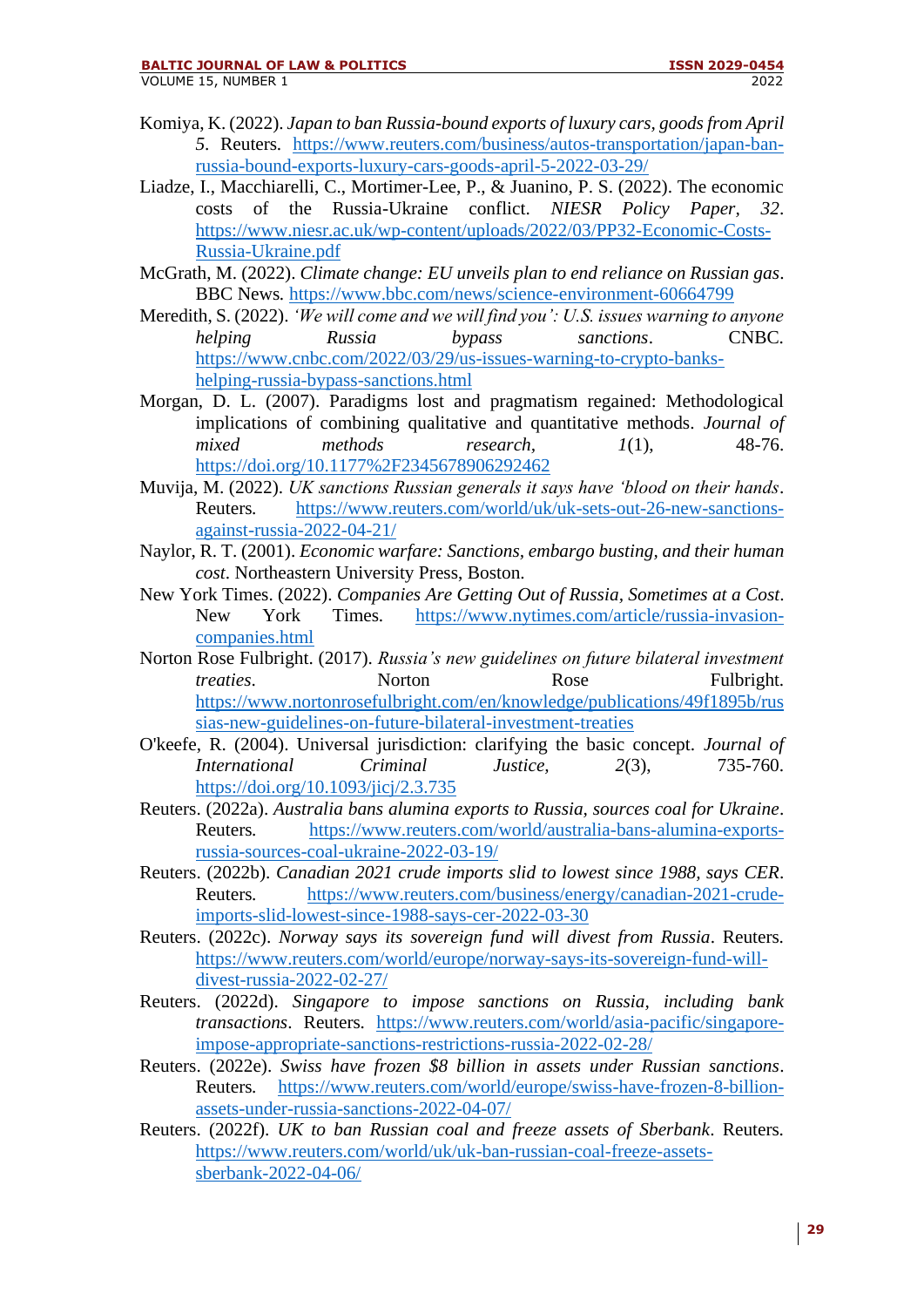Komiya, K. (2022). *Japan to ban Russia-bound exports of luxury cars, goods from April 5*. Reuters. https://www.reuters.com/business/autos-transportation/japan-ban-russia-bound-exports-luxury-cars-goods-april-5-2022-03-29/

Liadze, I., Macchiarelli, C., Mortimer-Lee, P., & Juanino, P. S. (2022). The economic costs of the Russia-Ukraine conflict. *NIESR Policy Paper, 32*. https://www.niesr.ac.uk/wp-content/uploads/2022/03/PP32-Economic-Costs-Russia-Ukraine.pdf

McGrath, M. (2022). *Climate change: EU unveils plan to end reliance on Russian gas*. BBC News. https://www.bbc.com/news/science-environment-60664799

Meredith, S. (2022). *'We will come and we will find you': U.S. issues warning to anyone helping Russia bypass sanctions*. CNBC. https://www.cnbc.com/2022/03/29/us-issues-warning-to-crypto-banks-helping-russia-bypass-sanctions.html

Morgan, D. L. (2007). Paradigms lost and pragmatism regained: Methodological implications of combining qualitative and quantitative methods. *Journal of mixed methods research, 1*(1), 48-76. https://doi.org/10.1177%2F2345678906292462

Muvija, M. (2022). *UK sanctions Russian generals it says have 'blood on their hands*. Reuters. https://www.reuters.com/world/uk/uk-sets-out-26-new-sanctions-against-russia-2022-04-21/

Naylor, R. T. (2001). *Economic warfare: Sanctions, embargo busting, and their human cost*. Northeastern University Press, Boston.

New York Times. (2022). *Companies Are Getting Out of Russia, Sometimes at a Cost*. New York Times. https://www.nytimes.com/article/russia-invasion-companies.html

Norton Rose Fulbright. (2017). *Russia's new guidelines on future bilateral investment treaties*. Norton Rose Fulbright. https://www.nortonrosefulbright.com/en/knowledge/publications/49f1895b/russias-new-guidelines-on-future-bilateral-investment-treaties

O'keefe, R. (2004). Universal jurisdiction: clarifying the basic concept. *Journal of International Criminal Justice, 2*(3), 735-760. https://doi.org/10.1093/jicj/2.3.735

Reuters. (2022a). *Australia bans alumina exports to Russia, sources coal for Ukraine*. Reuters. https://www.reuters.com/world/australia-bans-alumina-exports-russia-sources-coal-ukraine-2022-03-19/

Reuters. (2022b). *Canadian 2021 crude imports slid to lowest since 1988, says CER*. Reuters. https://www.reuters.com/business/energy/canadian-2021-crude-imports-slid-lowest-since-1988-says-cer-2022-03-30

Reuters. (2022c). *Norway says its sovereign fund will divest from Russia*. Reuters. https://www.reuters.com/world/europe/norway-says-its-sovereign-fund-will-divest-russia-2022-02-27/

Reuters. (2022d). *Singapore to impose sanctions on Russia, including bank transactions*. Reuters. https://www.reuters.com/world/asia-pacific/singapore-impose-appropriate-sanctions-restrictions-russia-2022-02-28/

Reuters. (2022e). *Swiss have frozen $8 billion in assets under Russian sanctions*. Reuters. https://www.reuters.com/world/europe/swiss-have-frozen-8-billion-assets-under-russia-sanctions-2022-04-07/

Reuters. (2022f). *UK to ban Russian coal and freeze assets of Sberbank*. Reuters. https://www.reuters.com/world/uk/uk-ban-russian-coal-freeze-assets-sberbank-2022-04-06/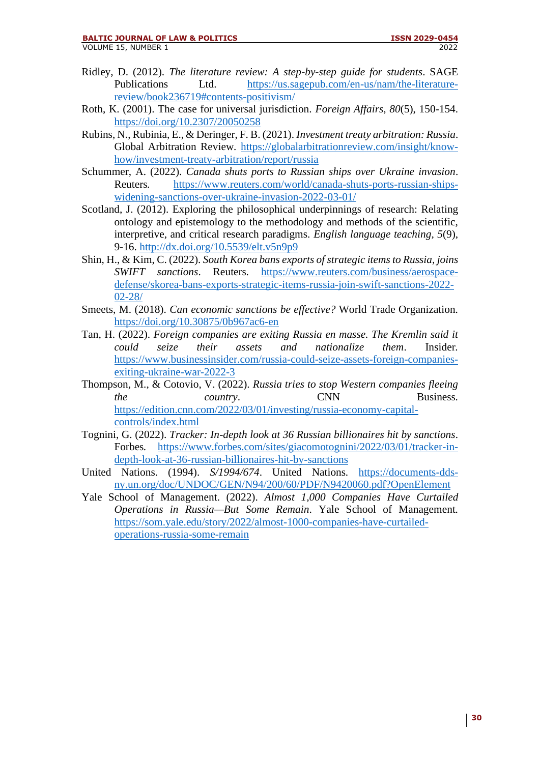Ridley, D. (2012). *The literature review: A step-by-step guide for students*. SAGE Publications Ltd. https://us.sagepub.com/en-us/nam/the-literature-review/book236719#contents-positivism/

Roth, K. (2001). The case for universal jurisdiction. *Foreign Affairs, 80*(5), 150-154. https://doi.org/10.2307/20050258

Rubins, N., Rubinia, E., & Deringer, F. B. (2021). *Investment treaty arbitration: Russia*. Global Arbitration Review. https://globalarbitrationreview.com/insight/know-how/investment-treaty-arbitration/report/russia

Schummer, A. (2022). *Canada shuts ports to Russian ships over Ukraine invasion*. Reuters. https://www.reuters.com/world/canada-shuts-ports-russian-ships-widening-sanctions-over-ukraine-invasion-2022-03-01/

Scotland, J. (2012). Exploring the philosophical underpinnings of research: Relating ontology and epistemology to the methodology and methods of the scientific, interpretive, and critical research paradigms. *English language teaching, 5*(9), 9-16. http://dx.doi.org/10.5539/elt.v5n9p9

Shin, H., & Kim, C. (2022). *South Korea bans exports of strategic items to Russia, joins SWIFT sanctions*. Reuters. https://www.reuters.com/business/aerospace-defense/skorea-bans-exports-strategic-items-russia-join-swift-sanctions-2022-02-28/

Smeets, M. (2018). *Can economic sanctions be effective?* World Trade Organization. https://doi.org/10.30875/0b967ac6-en

Tan, H. (2022). *Foreign companies are exiting Russia en masse. The Kremlin said it could seize their assets and nationalize them*. Insider. https://www.businessinsider.com/russia-could-seize-assets-foreign-companies-exiting-ukraine-war-2022-3

Thompson, M., & Cotovio, V. (2022). *Russia tries to stop Western companies fleeing the country*. CNN Business. https://edition.cnn.com/2022/03/01/investing/russia-economy-capital-controls/index.html

Tognini, G. (2022). *Tracker: In-depth look at 36 Russian billionaires hit by sanctions*. Forbes. https://www.forbes.com/sites/giacomotognini/2022/03/01/tracker-in-depth-look-at-36-russian-billionaires-hit-by-sanctions

United Nations. (1994). *S/1994/674*. United Nations. https://documents-dds-ny.un.org/doc/UNDOC/GEN/N94/200/60/PDF/N9420060.pdf?OpenElement

Yale School of Management. (2022). *Almost 1,000 Companies Have Curtailed Operations in Russia—But Some Remain*. Yale School of Management. https://som.yale.edu/story/2022/almost-1000-companies-have-curtailed-operations-russia-some-remain